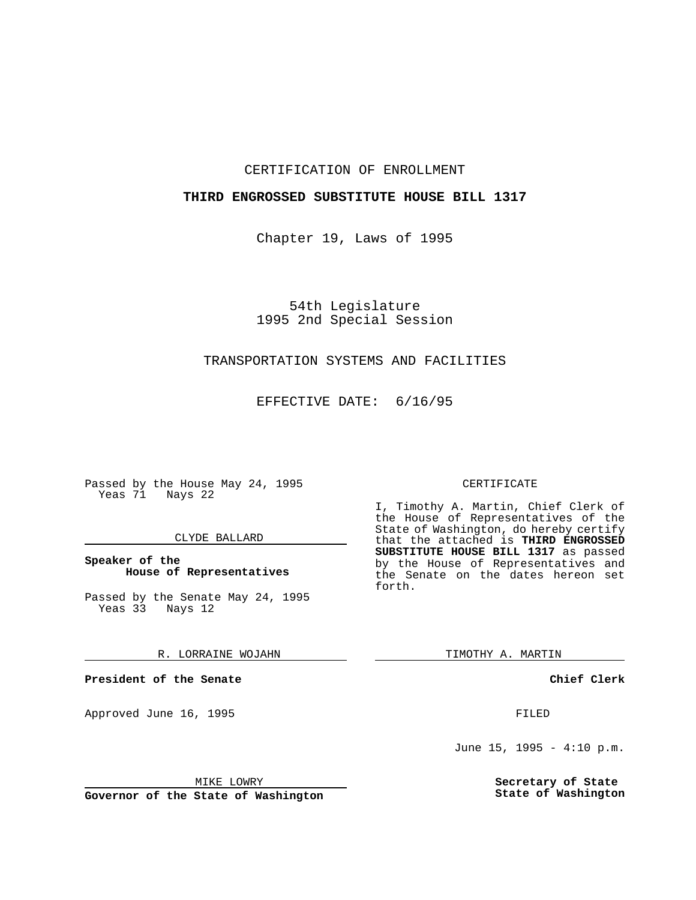CERTIFICATION OF ENROLLMENT

**THIRD ENGROSSED SUBSTITUTE HOUSE BILL 1317**

Chapter 19, Laws of 1995

54th Legislature
1995 2nd Special Session

TRANSPORTATION SYSTEMS AND FACILITIES

EFFECTIVE DATE: 6/16/95

Passed by the House May 24, 1995
Yeas 71 Nays 22

CLYDE BALLARD

**Speaker of the House of Representatives**

Passed by the Senate May 24, 1995
Yeas 33 Nays 12

R. LORRAINE WOJAHN

**President of the Senate**

Approved June 16, 1995

MIKE LOWRY

**Governor of the State of Washington**

CERTIFICATE

I, Timothy A. Martin, Chief Clerk of the House of Representatives of the State of Washington, do hereby certify that the attached is **THIRD ENGROSSED SUBSTITUTE HOUSE BILL 1317** as passed by the House of Representatives and the Senate on the dates hereon set forth.

TIMOTHY A. MARTIN

**Chief Clerk**

FILED

June 15, 1995 - 4:10 p.m.

**Secretary of State**
**State of Washington**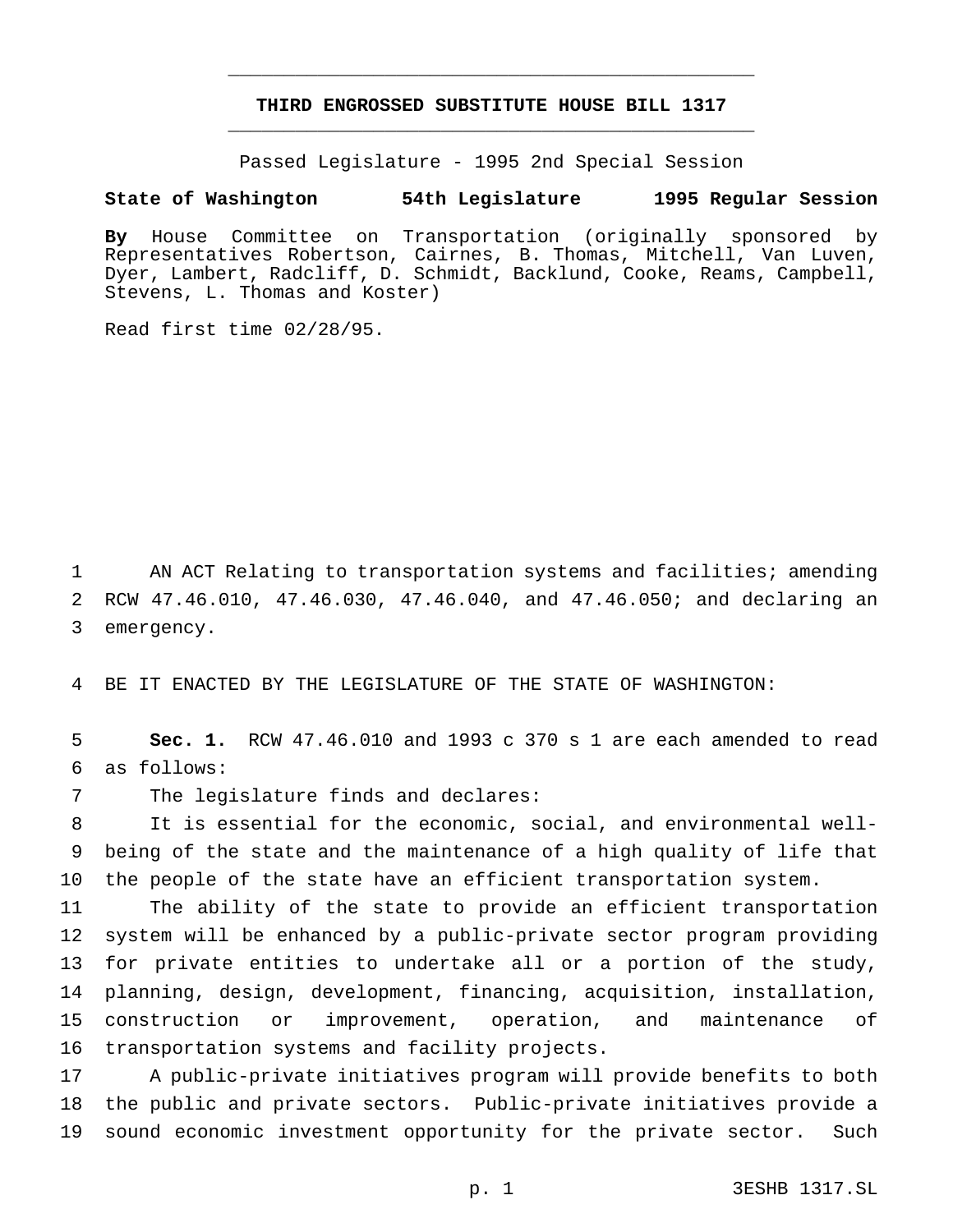# THIRD ENGROSSED SUBSTITUTE HOUSE BILL 1317

Passed Legislature - 1995 2nd Special Session

**State of Washington 54th Legislature 1995 Regular Session**

**By** House Committee on Transportation (originally sponsored by Representatives Robertson, Cairnes, B. Thomas, Mitchell, Van Luven, Dyer, Lambert, Radcliff, D. Schmidt, Backlund, Cooke, Reams, Campbell, Stevens, L. Thomas and Koster)

Read first time 02/28/95.

AN ACT Relating to transportation systems and facilities; amending RCW 47.46.010, 47.46.030, 47.46.040, and 47.46.050; and declaring an emergency.

BE IT ENACTED BY THE LEGISLATURE OF THE STATE OF WASHINGTON:

**Sec. 1.** RCW 47.46.010 and 1993 c 370 s 1 are each amended to read as follows:

The legislature finds and declares:

It is essential for the economic, social, and environmental well-being of the state and the maintenance of a high quality of life that the people of the state have an efficient transportation system.

The ability of the state to provide an efficient transportation system will be enhanced by a public-private sector program providing for private entities to undertake all or a portion of the study, planning, design, development, financing, acquisition, installation, construction or improvement, operation, and maintenance of transportation systems and facility projects.

A public-private initiatives program will provide benefits to both the public and private sectors. Public-private initiatives provide a sound economic investment opportunity for the private sector. Such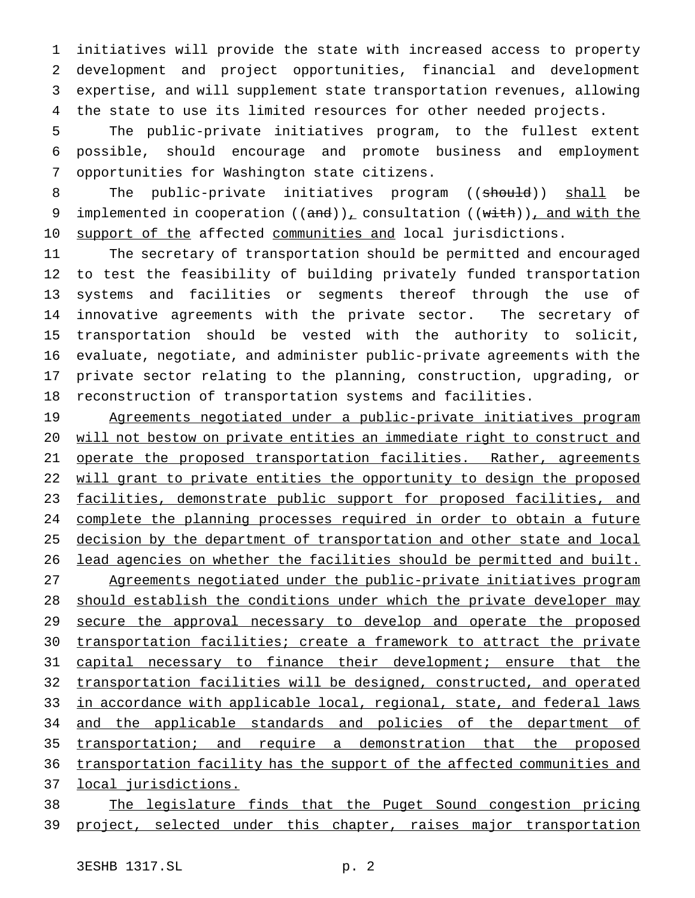initiatives will provide the state with increased access to property development and project opportunities, financial and development expertise, and will supplement state transportation revenues, allowing the state to use its limited resources for other needed projects.

The public-private initiatives program, to the fullest extent possible, should encourage and promote business and employment opportunities for Washington state citizens.

The public-private initiatives program ((~~should~~)) shall be implemented in cooperation ((~~and~~)), consultation ((~~with~~)), and with the support of the affected communities and local jurisdictions.

The secretary of transportation should be permitted and encouraged to test the feasibility of building privately funded transportation systems and facilities or segments thereof through the use of innovative agreements with the private sector. The secretary of transportation should be vested with the authority to solicit, evaluate, negotiate, and administer public-private agreements with the private sector relating to the planning, construction, upgrading, or reconstruction of transportation systems and facilities.

Agreements negotiated under a public-private initiatives program will not bestow on private entities an immediate right to construct and operate the proposed transportation facilities. Rather, agreements will grant to private entities the opportunity to design the proposed facilities, demonstrate public support for proposed facilities, and complete the planning processes required in order to obtain a future decision by the department of transportation and other state and local lead agencies on whether the facilities should be permitted and built.

Agreements negotiated under the public-private initiatives program should establish the conditions under which the private developer may secure the approval necessary to develop and operate the proposed transportation facilities; create a framework to attract the private capital necessary to finance their development; ensure that the transportation facilities will be designed, constructed, and operated in accordance with applicable local, regional, state, and federal laws and the applicable standards and policies of the department of transportation; and require a demonstration that the proposed transportation facility has the support of the affected communities and local jurisdictions.

The legislature finds that the Puget Sound congestion pricing project, selected under this chapter, raises major transportation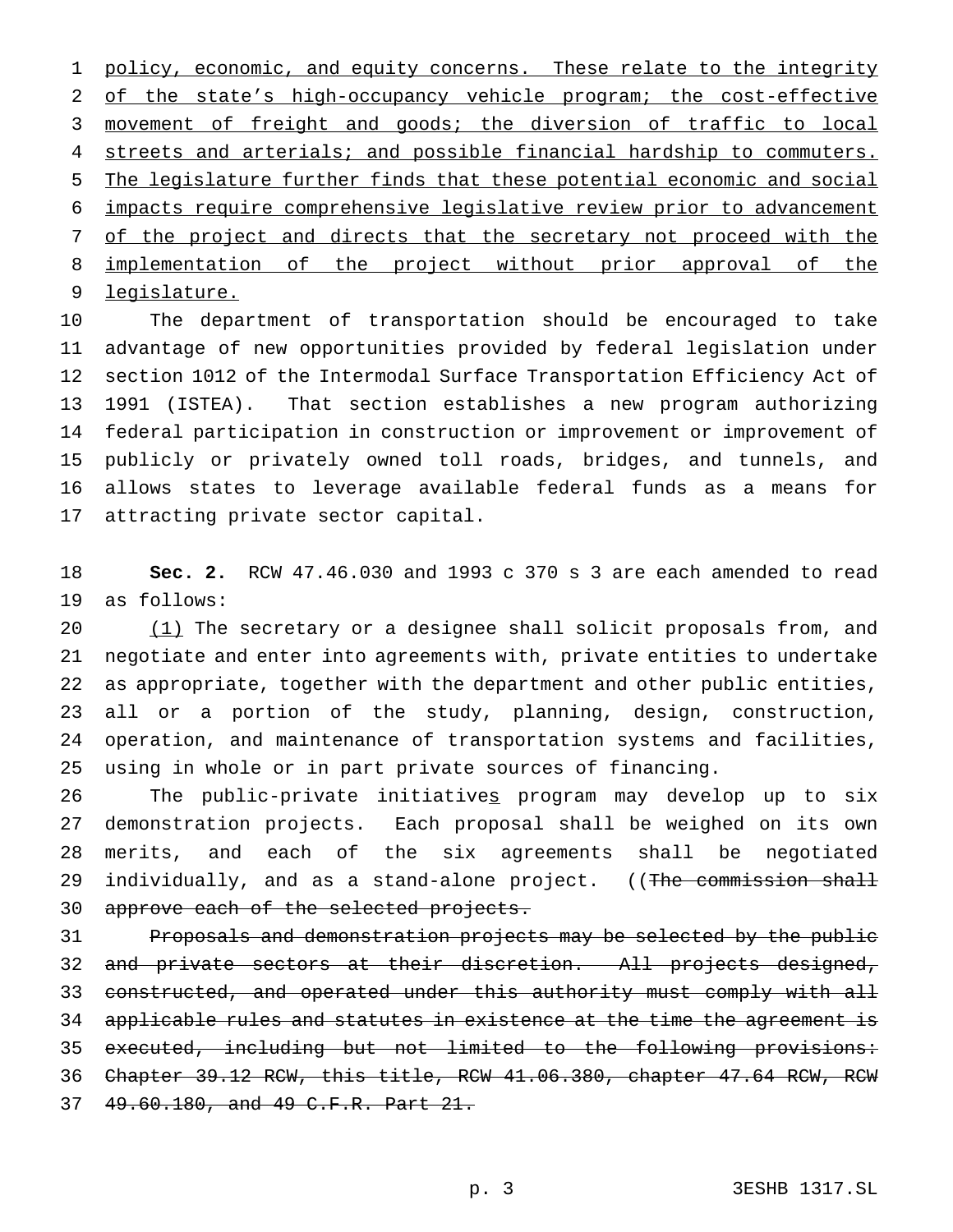policy, economic, and equity concerns. These relate to the integrity of the state's high-occupancy vehicle program; the cost-effective movement of freight and goods; the diversion of traffic to local streets and arterials; and possible financial hardship to commuters. The legislature further finds that these potential economic and social impacts require comprehensive legislative review prior to advancement of the project and directs that the secretary not proceed with the implementation of the project without prior approval of the legislature.

The department of transportation should be encouraged to take advantage of new opportunities provided by federal legislation under section 1012 of the Intermodal Surface Transportation Efficiency Act of 1991 (ISTEA). That section establishes a new program authorizing federal participation in construction or improvement or improvement of publicly or privately owned toll roads, bridges, and tunnels, and allows states to leverage available federal funds as a means for attracting private sector capital.

**Sec. 2.** RCW 47.46.030 and 1993 c 370 s 3 are each amended to read as follows:

(1) The secretary or a designee shall solicit proposals from, and negotiate and enter into agreements with, private entities to undertake as appropriate, together with the department and other public entities, all or a portion of the study, planning, design, construction, operation, and maintenance of transportation systems and facilities, using in whole or in part private sources of financing.

The public-private initiatives program may develop up to six demonstration projects. Each proposal shall be weighed on its own merits, and each of the six agreements shall be negotiated individually, and as a stand-alone project. ((~~The commission shall approve each of the selected projects.~~

~~Proposals and demonstration projects may be selected by the public and private sectors at their discretion. All projects designed, constructed, and operated under this authority must comply with all applicable rules and statutes in existence at the time the agreement is executed, including but not limited to the following provisions: Chapter 39.12 RCW, this title, RCW 41.06.380, chapter 47.64 RCW, RCW 49.60.180, and 49 C.F.R. Part 21.~~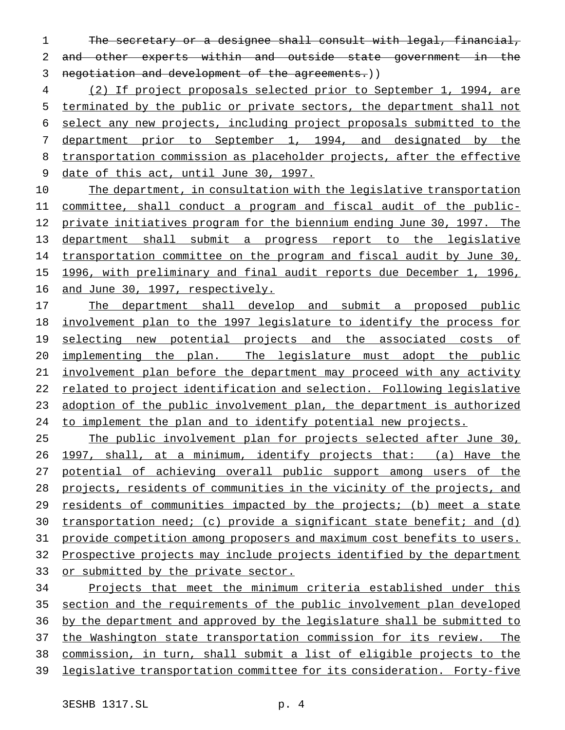~~The secretary or a designee shall consult with legal, financial, and other experts within and outside state government in the negotiation and development of the agreements.~~))

(2) If project proposals selected prior to September 1, 1994, are terminated by the public or private sectors, the department shall not select any new projects, including project proposals submitted to the department prior to September 1, 1994, and designated by the transportation commission as placeholder projects, after the effective date of this act, until June 30, 1997.

The department, in consultation with the legislative transportation committee, shall conduct a program and fiscal audit of the public-private initiatives program for the biennium ending June 30, 1997. The department shall submit a progress report to the legislative transportation committee on the program and fiscal audit by June 30, 1996, with preliminary and final audit reports due December 1, 1996, and June 30, 1997, respectively.

The department shall develop and submit a proposed public involvement plan to the 1997 legislature to identify the process for selecting new potential projects and the associated costs of implementing the plan. The legislature must adopt the public involvement plan before the department may proceed with any activity related to project identification and selection. Following legislative adoption of the public involvement plan, the department is authorized to implement the plan and to identify potential new projects.

The public involvement plan for projects selected after June 30, 1997, shall, at a minimum, identify projects that: (a) Have the potential of achieving overall public support among users of the projects, residents of communities in the vicinity of the projects, and residents of communities impacted by the projects; (b) meet a state transportation need; (c) provide a significant state benefit; and (d) provide competition among proposers and maximum cost benefits to users. Prospective projects may include projects identified by the department or submitted by the private sector.

Projects that meet the minimum criteria established under this section and the requirements of the public involvement plan developed by the department and approved by the legislature shall be submitted to the Washington state transportation commission for its review. The commission, in turn, shall submit a list of eligible projects to the legislative transportation committee for its consideration. Forty-five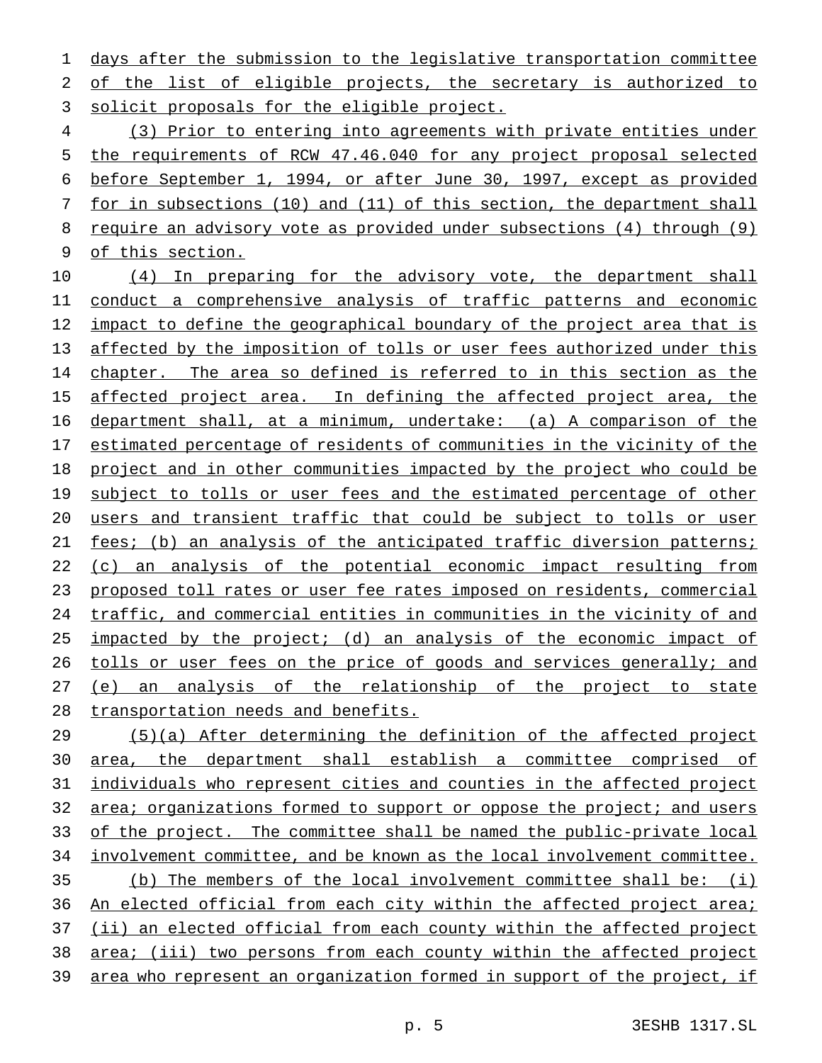days after the submission to the legislative transportation committee of the list of eligible projects, the secretary is authorized to solicit proposals for the eligible project.

(3) Prior to entering into agreements with private entities under the requirements of RCW 47.46.040 for any project proposal selected before September 1, 1994, or after June 30, 1997, except as provided for in subsections (10) and (11) of this section, the department shall require an advisory vote as provided under subsections (4) through (9) of this section.

(4) In preparing for the advisory vote, the department shall conduct a comprehensive analysis of traffic patterns and economic impact to define the geographical boundary of the project area that is affected by the imposition of tolls or user fees authorized under this chapter. The area so defined is referred to in this section as the affected project area. In defining the affected project area, the department shall, at a minimum, undertake: (a) A comparison of the estimated percentage of residents of communities in the vicinity of the project and in other communities impacted by the project who could be subject to tolls or user fees and the estimated percentage of other users and transient traffic that could be subject to tolls or user fees; (b) an analysis of the anticipated traffic diversion patterns; (c) an analysis of the potential economic impact resulting from proposed toll rates or user fee rates imposed on residents, commercial traffic, and commercial entities in communities in the vicinity of and impacted by the project; (d) an analysis of the economic impact of tolls or user fees on the price of goods and services generally; and (e) an analysis of the relationship of the project to state transportation needs and benefits.

(5)(a) After determining the definition of the affected project area, the department shall establish a committee comprised of individuals who represent cities and counties in the affected project area; organizations formed to support or oppose the project; and users of the project. The committee shall be named the public-private local involvement committee, and be known as the local involvement committee.

(b) The members of the local involvement committee shall be: (i) An elected official from each city within the affected project area; (ii) an elected official from each county within the affected project area; (iii) two persons from each county within the affected project area who represent an organization formed in support of the project, if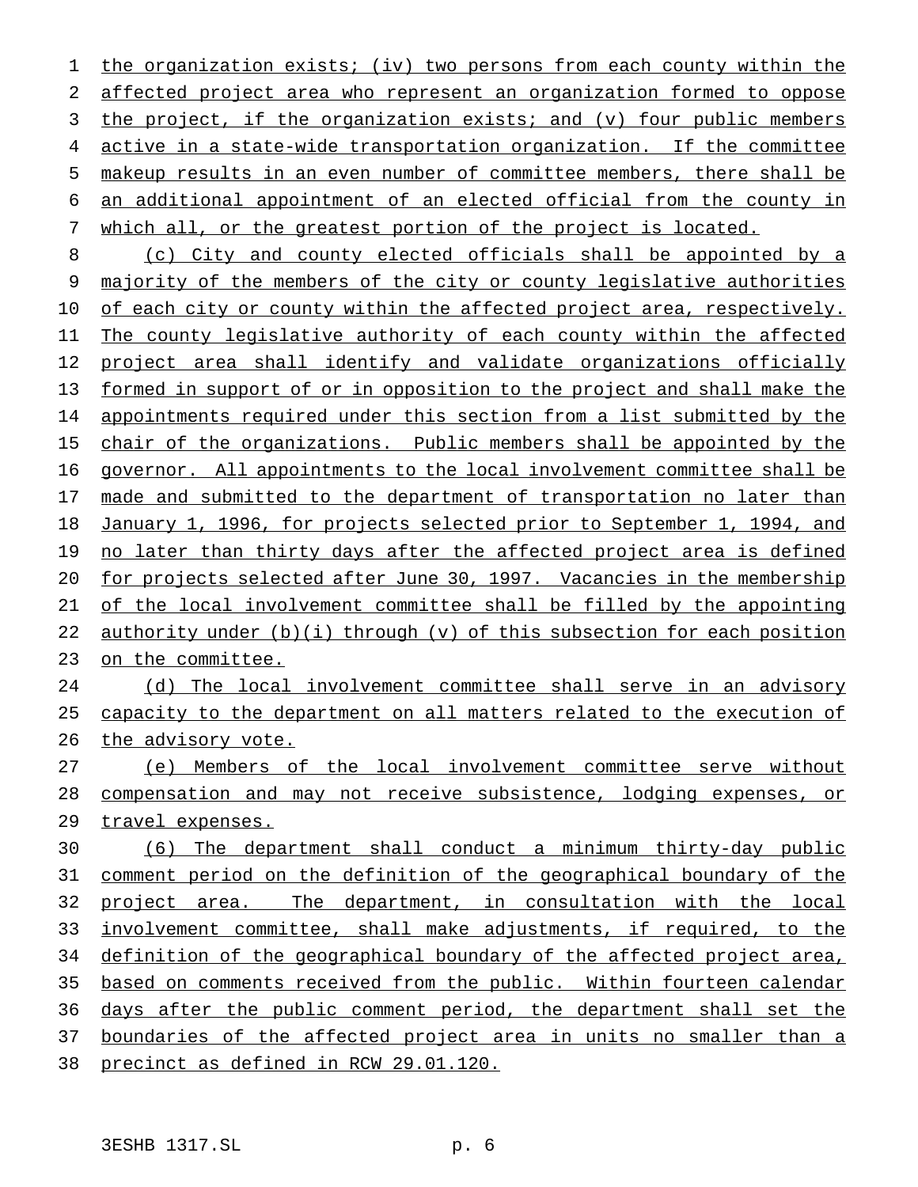the organization exists; (iv) two persons from each county within the affected project area who represent an organization formed to oppose the project, if the organization exists; and (v) four public members active in a state-wide transportation organization. If the committee makeup results in an even number of committee members, there shall be an additional appointment of an elected official from the county in which all, or the greatest portion of the project is located.

(c) City and county elected officials shall be appointed by a majority of the members of the city or county legislative authorities of each city or county within the affected project area, respectively. The county legislative authority of each county within the affected project area shall identify and validate organizations officially formed in support of or in opposition to the project and shall make the appointments required under this section from a list submitted by the chair of the organizations. Public members shall be appointed by the governor. All appointments to the local involvement committee shall be made and submitted to the department of transportation no later than January 1, 1996, for projects selected prior to September 1, 1994, and no later than thirty days after the affected project area is defined for projects selected after June 30, 1997. Vacancies in the membership of the local involvement committee shall be filled by the appointing authority under (b)(i) through (v) of this subsection for each position on the committee.

(d) The local involvement committee shall serve in an advisory capacity to the department on all matters related to the execution of the advisory vote.

(e) Members of the local involvement committee serve without compensation and may not receive subsistence, lodging expenses, or travel expenses.

(6) The department shall conduct a minimum thirty-day public comment period on the definition of the geographical boundary of the project area. The department, in consultation with the local involvement committee, shall make adjustments, if required, to the definition of the geographical boundary of the affected project area, based on comments received from the public. Within fourteen calendar days after the public comment period, the department shall set the boundaries of the affected project area in units no smaller than a precinct as defined in RCW 29.01.120.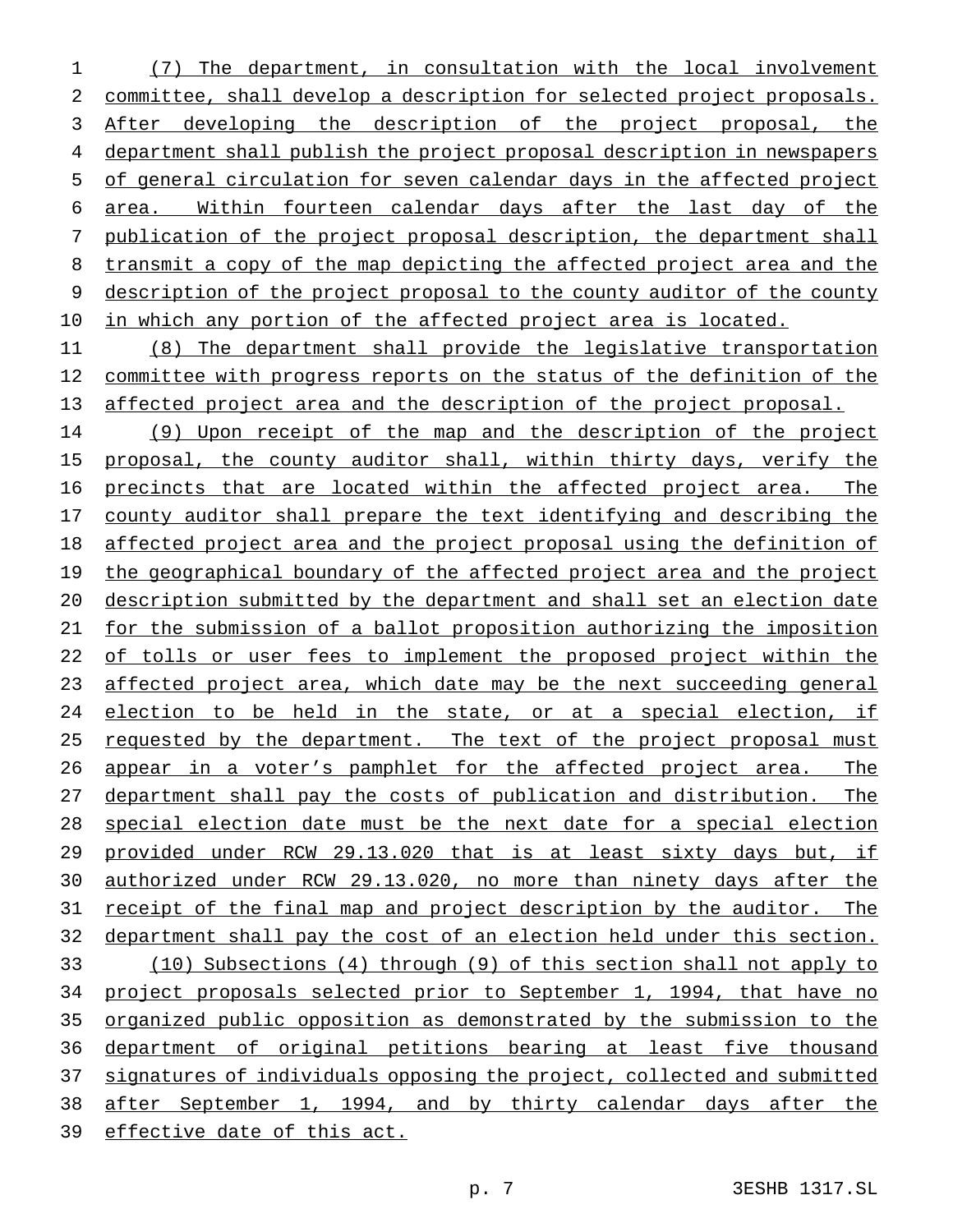(7) The department, in consultation with the local involvement committee, shall develop a description for selected project proposals. After developing the description of the project proposal, the department shall publish the project proposal description in newspapers of general circulation for seven calendar days in the affected project area. Within fourteen calendar days after the last day of the publication of the project proposal description, the department shall transmit a copy of the map depicting the affected project area and the description of the project proposal to the county auditor of the county in which any portion of the affected project area is located.

(8) The department shall provide the legislative transportation committee with progress reports on the status of the definition of the affected project area and the description of the project proposal.

(9) Upon receipt of the map and the description of the project proposal, the county auditor shall, within thirty days, verify the precincts that are located within the affected project area. The county auditor shall prepare the text identifying and describing the affected project area and the project proposal using the definition of the geographical boundary of the affected project area and the project description submitted by the department and shall set an election date for the submission of a ballot proposition authorizing the imposition of tolls or user fees to implement the proposed project within the affected project area, which date may be the next succeeding general election to be held in the state, or at a special election, if requested by the department. The text of the project proposal must appear in a voter's pamphlet for the affected project area. The department shall pay the costs of publication and distribution. The special election date must be the next date for a special election provided under RCW 29.13.020 that is at least sixty days but, if authorized under RCW 29.13.020, no more than ninety days after the receipt of the final map and project description by the auditor. The department shall pay the cost of an election held under this section.

(10) Subsections (4) through (9) of this section shall not apply to project proposals selected prior to September 1, 1994, that have no organized public opposition as demonstrated by the submission to the department of original petitions bearing at least five thousand signatures of individuals opposing the project, collected and submitted after September 1, 1994, and by thirty calendar days after the effective date of this act.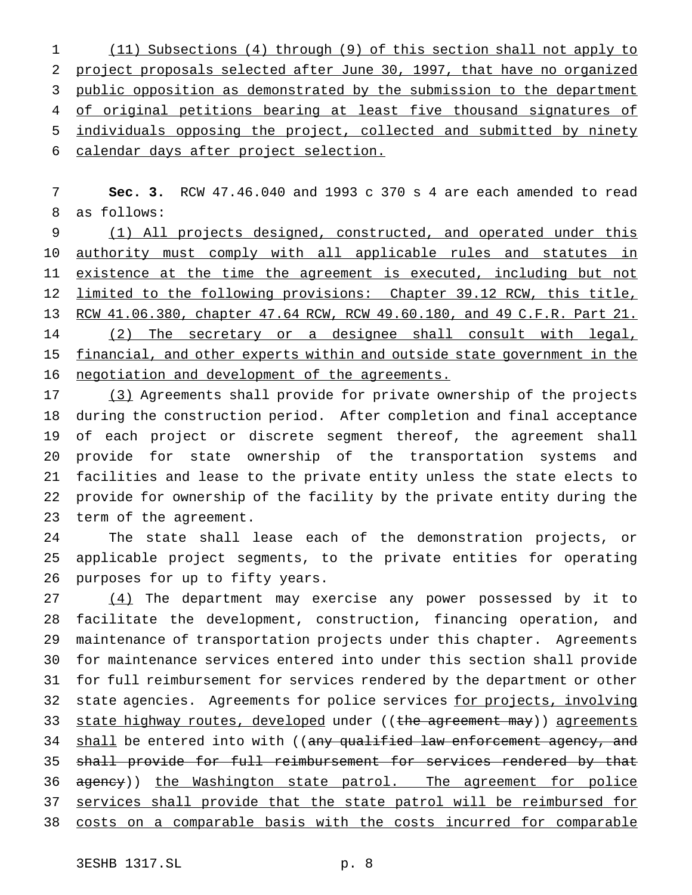(11) Subsections (4) through (9) of this section shall not apply to project proposals selected after June 30, 1997, that have no organized public opposition as demonstrated by the submission to the department of original petitions bearing at least five thousand signatures of individuals opposing the project, collected and submitted by ninety calendar days after project selection.

**Sec. 3.** RCW 47.46.040 and 1993 c 370 s 4 are each amended to read as follows:

(1) All projects designed, constructed, and operated under this authority must comply with all applicable rules and statutes in existence at the time the agreement is executed, including but not limited to the following provisions: Chapter 39.12 RCW, this title, RCW 41.06.380, chapter 47.64 RCW, RCW 49.60.180, and 49 C.F.R. Part 21.

(2) The secretary or a designee shall consult with legal, financial, and other experts within and outside state government in the negotiation and development of the agreements.

(3) Agreements shall provide for private ownership of the projects during the construction period. After completion and final acceptance of each project or discrete segment thereof, the agreement shall provide for state ownership of the transportation systems and facilities and lease to the private entity unless the state elects to provide for ownership of the facility by the private entity during the term of the agreement.

The state shall lease each of the demonstration projects, or applicable project segments, to the private entities for operating purposes for up to fifty years.

(4) The department may exercise any power possessed by it to facilitate the development, construction, financing operation, and maintenance of transportation projects under this chapter. Agreements for maintenance services entered into under this section shall provide for full reimbursement for services rendered by the department or other state agencies. Agreements for police services for projects, involving state highway routes, developed under ((the agreement may)) agreements shall be entered into with ((any qualified law enforcement agency, and shall provide for full reimbursement for services rendered by that agency)) the Washington state patrol. The agreement for police services shall provide that the state patrol will be reimbursed for costs on a comparable basis with the costs incurred for comparable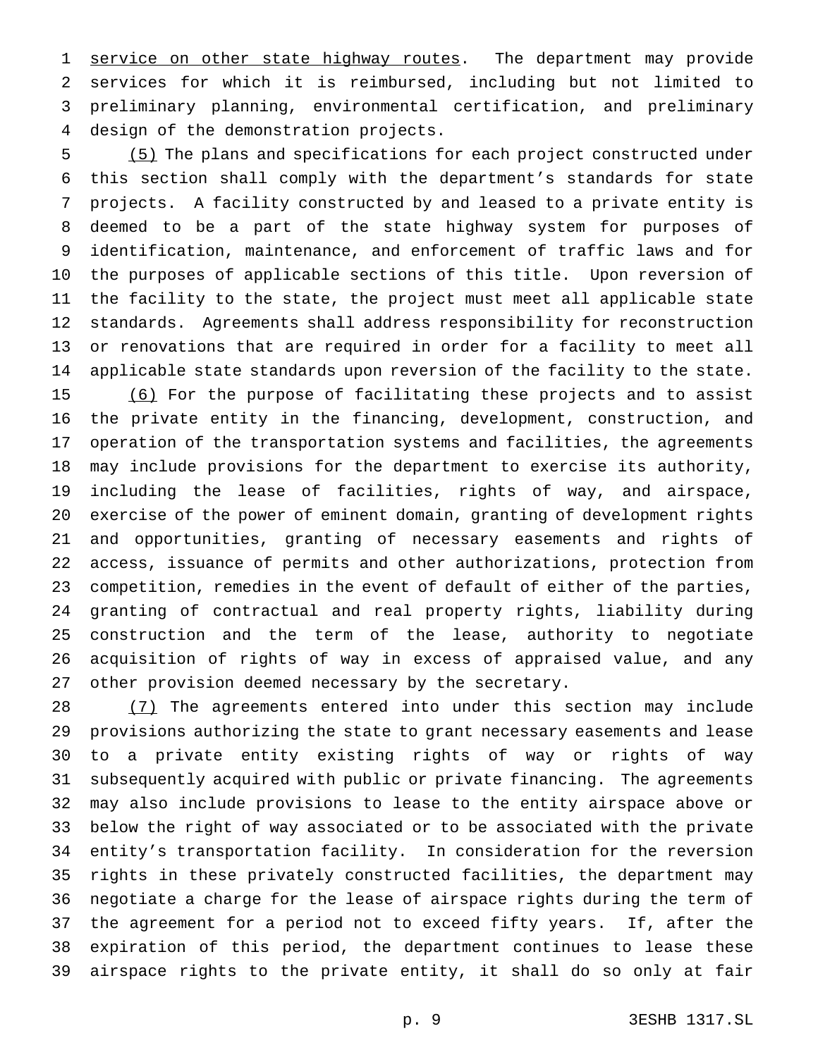service on other state highway routes. The department may provide services for which it is reimbursed, including but not limited to preliminary planning, environmental certification, and preliminary design of the demonstration projects.

(5) The plans and specifications for each project constructed under this section shall comply with the department's standards for state projects. A facility constructed by and leased to a private entity is deemed to be a part of the state highway system for purposes of identification, maintenance, and enforcement of traffic laws and for the purposes of applicable sections of this title. Upon reversion of the facility to the state, the project must meet all applicable state standards. Agreements shall address responsibility for reconstruction or renovations that are required in order for a facility to meet all applicable state standards upon reversion of the facility to the state.

(6) For the purpose of facilitating these projects and to assist the private entity in the financing, development, construction, and operation of the transportation systems and facilities, the agreements may include provisions for the department to exercise its authority, including the lease of facilities, rights of way, and airspace, exercise of the power of eminent domain, granting of development rights and opportunities, granting of necessary easements and rights of access, issuance of permits and other authorizations, protection from competition, remedies in the event of default of either of the parties, granting of contractual and real property rights, liability during construction and the term of the lease, authority to negotiate acquisition of rights of way in excess of appraised value, and any other provision deemed necessary by the secretary.

(7) The agreements entered into under this section may include provisions authorizing the state to grant necessary easements and lease to a private entity existing rights of way or rights of way subsequently acquired with public or private financing. The agreements may also include provisions to lease to the entity airspace above or below the right of way associated or to be associated with the private entity's transportation facility. In consideration for the reversion rights in these privately constructed facilities, the department may negotiate a charge for the lease of airspace rights during the term of the agreement for a period not to exceed fifty years. If, after the expiration of this period, the department continues to lease these airspace rights to the private entity, it shall do so only at fair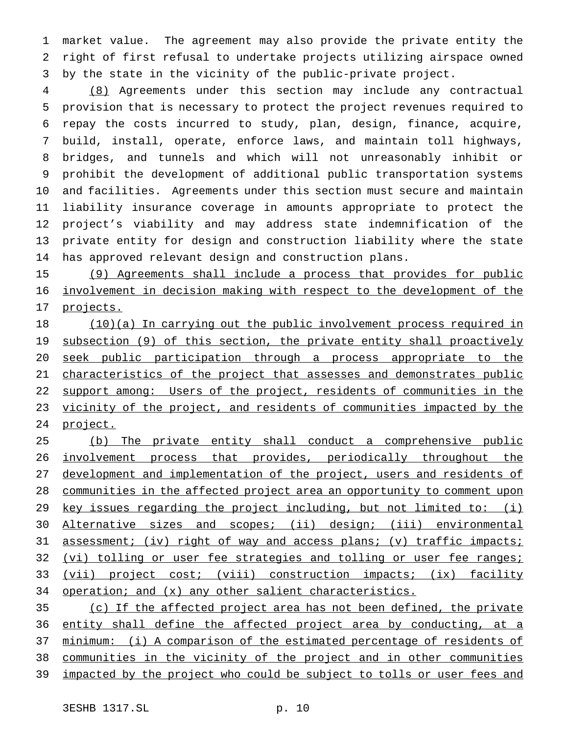market value. The agreement may also provide the private entity the right of first refusal to undertake projects utilizing airspace owned by the state in the vicinity of the public-private project.

(8) Agreements under this section may include any contractual provision that is necessary to protect the project revenues required to repay the costs incurred to study, plan, design, finance, acquire, build, install, operate, enforce laws, and maintain toll highways, bridges, and tunnels and which will not unreasonably inhibit or prohibit the development of additional public transportation systems and facilities. Agreements under this section must secure and maintain liability insurance coverage in amounts appropriate to protect the project's viability and may address state indemnification of the private entity for design and construction liability where the state has approved relevant design and construction plans.

(9) Agreements shall include a process that provides for public involvement in decision making with respect to the development of the projects.

(10)(a) In carrying out the public involvement process required in subsection (9) of this section, the private entity shall proactively seek public participation through a process appropriate to the characteristics of the project that assesses and demonstrates public support among: Users of the project, residents of communities in the vicinity of the project, and residents of communities impacted by the project.

(b) The private entity shall conduct a comprehensive public involvement process that provides, periodically throughout the development and implementation of the project, users and residents of communities in the affected project area an opportunity to comment upon key issues regarding the project including, but not limited to: (i) Alternative sizes and scopes; (ii) design; (iii) environmental assessment; (iv) right of way and access plans; (v) traffic impacts; (vi) tolling or user fee strategies and tolling or user fee ranges; (vii) project cost; (viii) construction impacts; (ix) facility operation; and (x) any other salient characteristics.

(c) If the affected project area has not been defined, the private entity shall define the affected project area by conducting, at a minimum: (i) A comparison of the estimated percentage of residents of communities in the vicinity of the project and in other communities impacted by the project who could be subject to tolls or user fees and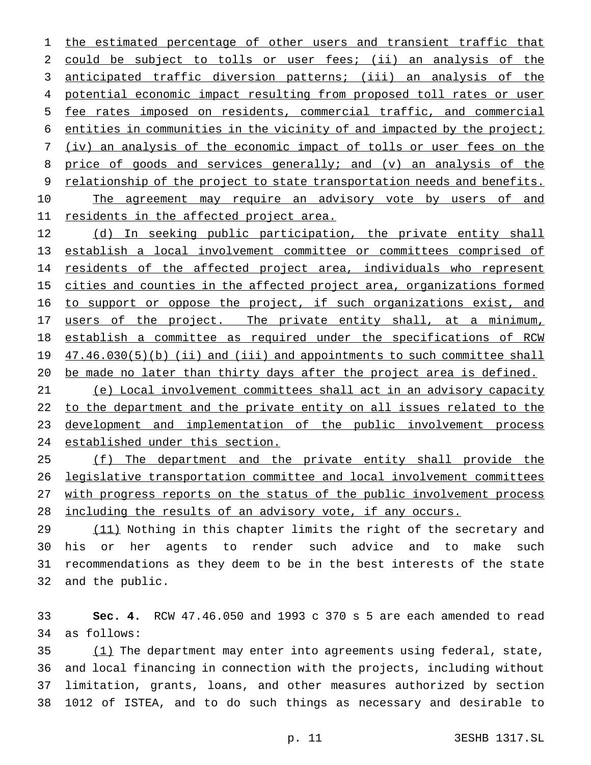the estimated percentage of other users and transient traffic that could be subject to tolls or user fees; (ii) an analysis of the anticipated traffic diversion patterns; (iii) an analysis of the potential economic impact resulting from proposed toll rates or user fee rates imposed on residents, commercial traffic, and commercial entities in communities in the vicinity of and impacted by the project; (iv) an analysis of the economic impact of tolls or user fees on the price of goods and services generally; and (v) an analysis of the relationship of the project to state transportation needs and benefits. The agreement may require an advisory vote by users of and residents in the affected project area.

(d) In seeking public participation, the private entity shall establish a local involvement committee or committees comprised of residents of the affected project area, individuals who represent cities and counties in the affected project area, organizations formed to support or oppose the project, if such organizations exist, and users of the project. The private entity shall, at a minimum, establish a committee as required under the specifications of RCW 47.46.030(5)(b) (ii) and (iii) and appointments to such committee shall be made no later than thirty days after the project area is defined.

(e) Local involvement committees shall act in an advisory capacity to the department and the private entity on all issues related to the development and implementation of the public involvement process established under this section.

(f) The department and the private entity shall provide the legislative transportation committee and local involvement committees with progress reports on the status of the public involvement process including the results of an advisory vote, if any occurs.

(11) Nothing in this chapter limits the right of the secretary and his or her agents to render such advice and to make such recommendations as they deem to be in the best interests of the state and the public.

**Sec. 4.** RCW 47.46.050 and 1993 c 370 s 5 are each amended to read as follows:

(1) The department may enter into agreements using federal, state, and local financing in connection with the projects, including without limitation, grants, loans, and other measures authorized by section 1012 of ISTEA, and to do such things as necessary and desirable to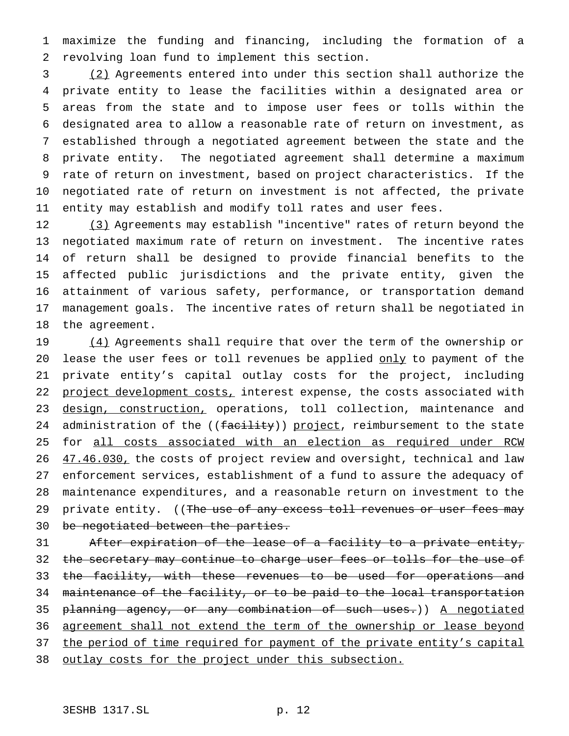maximize the funding and financing, including the formation of a revolving loan fund to implement this section.

<u>(2)</u> Agreements entered into under this section shall authorize the private entity to lease the facilities within a designated area or areas from the state and to impose user fees or tolls within the designated area to allow a reasonable rate of return on investment, as established through a negotiated agreement between the state and the private entity. The negotiated agreement shall determine a maximum rate of return on investment, based on project characteristics. If the negotiated rate of return on investment is not affected, the private entity may establish and modify toll rates and user fees.

<u>(3)</u> Agreements may establish "incentive" rates of return beyond the negotiated maximum rate of return on investment. The incentive rates of return shall be designed to provide financial benefits to the affected public jurisdictions and the private entity, given the attainment of various safety, performance, or transportation demand management goals. The incentive rates of return shall be negotiated in the agreement.

<u>(4)</u> Agreements shall require that over the term of the ownership or lease the user fees or toll revenues be applied <u>only</u> to payment of the private entity's capital outlay costs for the project, including <u>project development costs,</u> interest expense, the costs associated with <u>design, construction,</u> operations, toll collection, maintenance and administration of the ((~~facility~~)) <u>project</u>, reimbursement to the state for <u>all costs associated with an election as required under RCW 47.46.030,</u> the costs of project review and oversight, technical and law enforcement services, establishment of a fund to assure the adequacy of maintenance expenditures, and a reasonable return on investment to the private entity. ((~~The use of any excess toll revenues or user fees may be negotiated between the parties.~~

~~After expiration of the lease of a facility to a private entity, the secretary may continue to charge user fees or tolls for the use of the facility, with these revenues to be used for operations and maintenance of the facility, or to be paid to the local transportation planning agency, or any combination of such uses.~~)) <u>A negotiated agreement shall not extend the term of the ownership or lease beyond the period of time required for payment of the private entity's capital outlay costs for the project under this subsection.</u>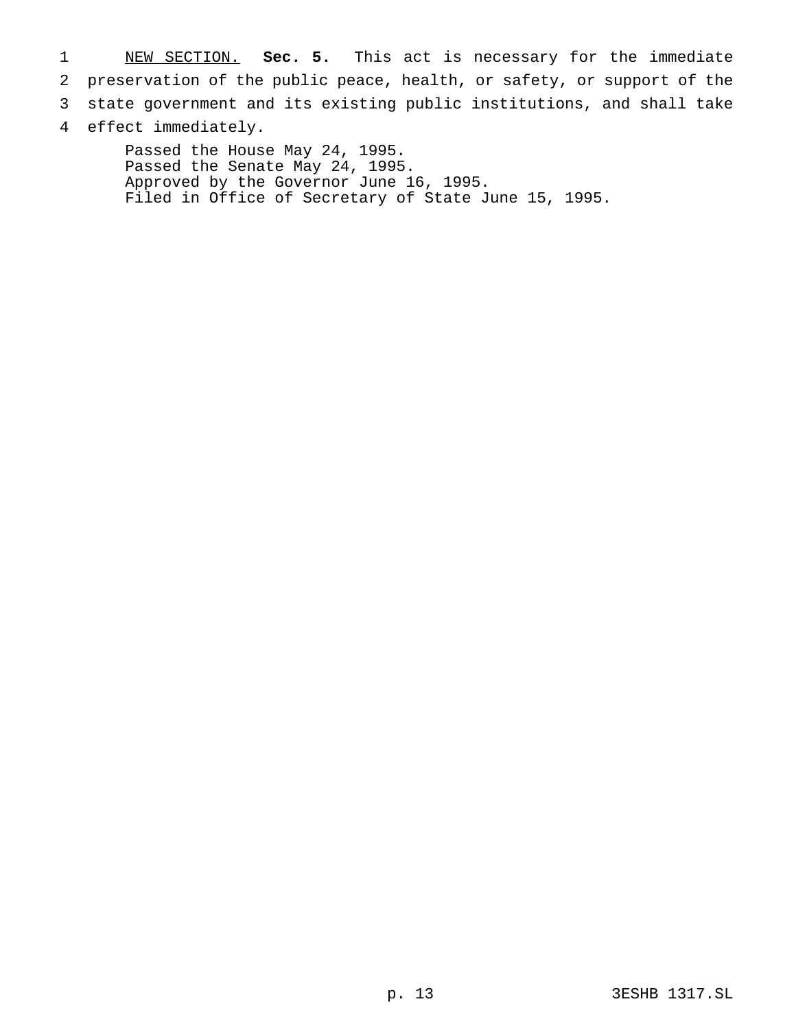NEW SECTION. **Sec. 5.** This act is necessary for the immediate preservation of the public peace, health, or safety, or support of the state government and its existing public institutions, and shall take effect immediately.

Passed the House May 24, 1995.
Passed the Senate May 24, 1995.
Approved by the Governor June 16, 1995.
Filed in Office of Secretary of State June 15, 1995.